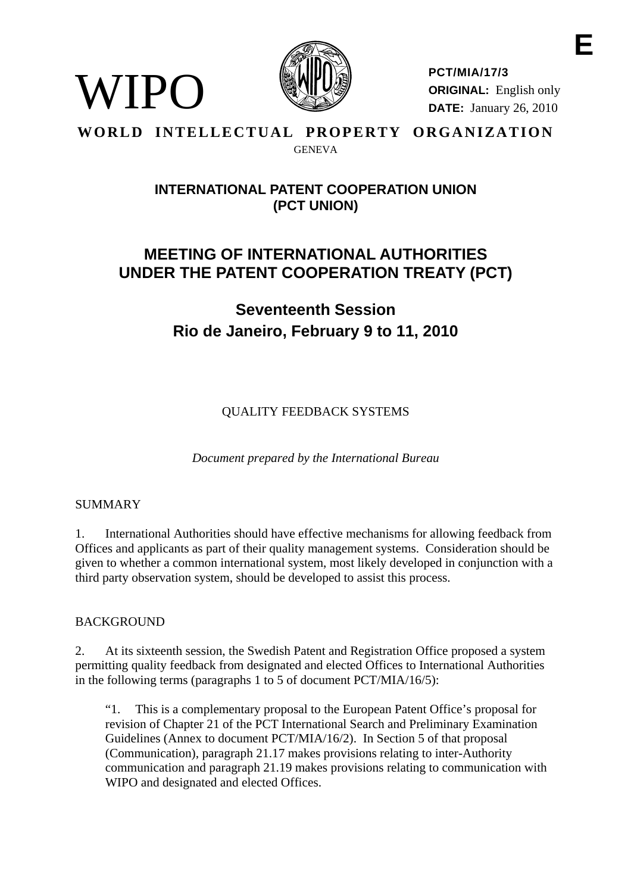E

WIPO

PCT/MIA/17/3
**ORIGINAL:** English only
**DATE:** January 26, 2010

**WORLD INTELLECTUAL PROPERTY ORGANIZATION**
GENEVA

## INTERNATIONAL PATENT COOPERATION UNION (PCT UNION)

# MEETING OF INTERNATIONAL AUTHORITIES UNDER THE PATENT COOPERATION TREATY (PCT)

## Seventeenth Session
## Rio de Janeiro, February 9 to 11, 2010

QUALITY FEEDBACK SYSTEMS

*Document prepared by the International Bureau*

SUMMARY

1. International Authorities should have effective mechanisms for allowing feedback from Offices and applicants as part of their quality management systems. Consideration should be given to whether a common international system, most likely developed in conjunction with a third party observation system, should be developed to assist this process.

BACKGROUND

2. At its sixteenth session, the Swedish Patent and Registration Office proposed a system permitting quality feedback from designated and elected Offices to International Authorities in the following terms (paragraphs 1 to 5 of document PCT/MIA/16/5):

> "1. This is a complementary proposal to the European Patent Office's proposal for revision of Chapter 21 of the PCT International Search and Preliminary Examination Guidelines (Annex to document PCT/MIA/16/2). In Section 5 of that proposal (Communication), paragraph 21.17 makes provisions relating to inter-Authority communication and paragraph 21.19 makes provisions relating to communication with WIPO and designated and elected Offices.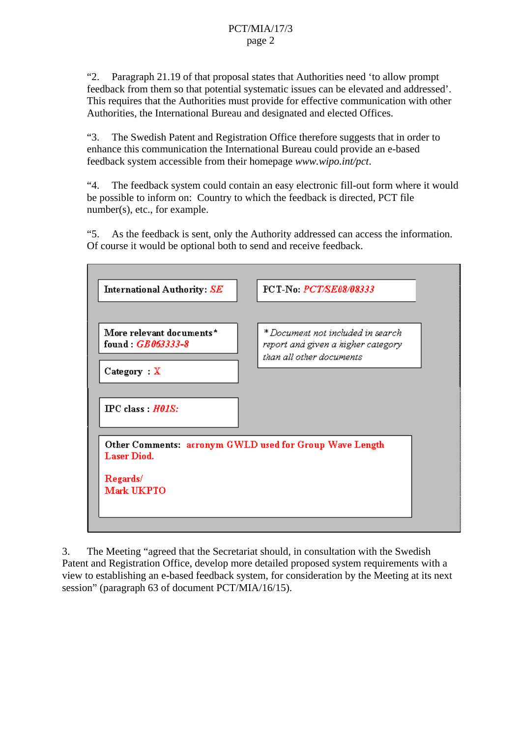"2. Paragraph 21.19 of that proposal states that Authorities need 'to allow prompt feedback from them so that potential systematic issues can be elevated and addressed'. This requires that the Authorities must provide for effective communication with other Authorities, the International Bureau and designated and elected Offices.

"3. The Swedish Patent and Registration Office therefore suggests that in order to enhance this communication the International Bureau could provide an e-based feedback system accessible from their homepage *www.wipo.int/pct*.

"4. The feedback system could contain an easy electronic fill-out form where it would be possible to inform on: Country to which the feedback is directed, PCT file number(s), etc., for example.

"5. As the feedback is sent, only the Authority addressed can access the information. Of course it would be optional both to send and receive feedback.

| | |
|---|---|
| **International Authority:** *SE* | **PCT-No:** *PCT/SE08/08333* |
| **More relevant documents\* found :** *GB063333-8* | *\* Document not included in search report and given a higher category than all other documents* |
| **Category :** X | |
| **IPC class :** *H01S:* | |
| **Other Comments:** acronym GWLD used for Group Wave Length Laser Diod. <br><br> Regards/ <br> Mark UKPTO | |

3. The Meeting "agreed that the Secretariat should, in consultation with the Swedish Patent and Registration Office, develop more detailed proposed system requirements with a view to establishing an e-based feedback system, for consideration by the Meeting at its next session" (paragraph 63 of document PCT/MIA/16/15).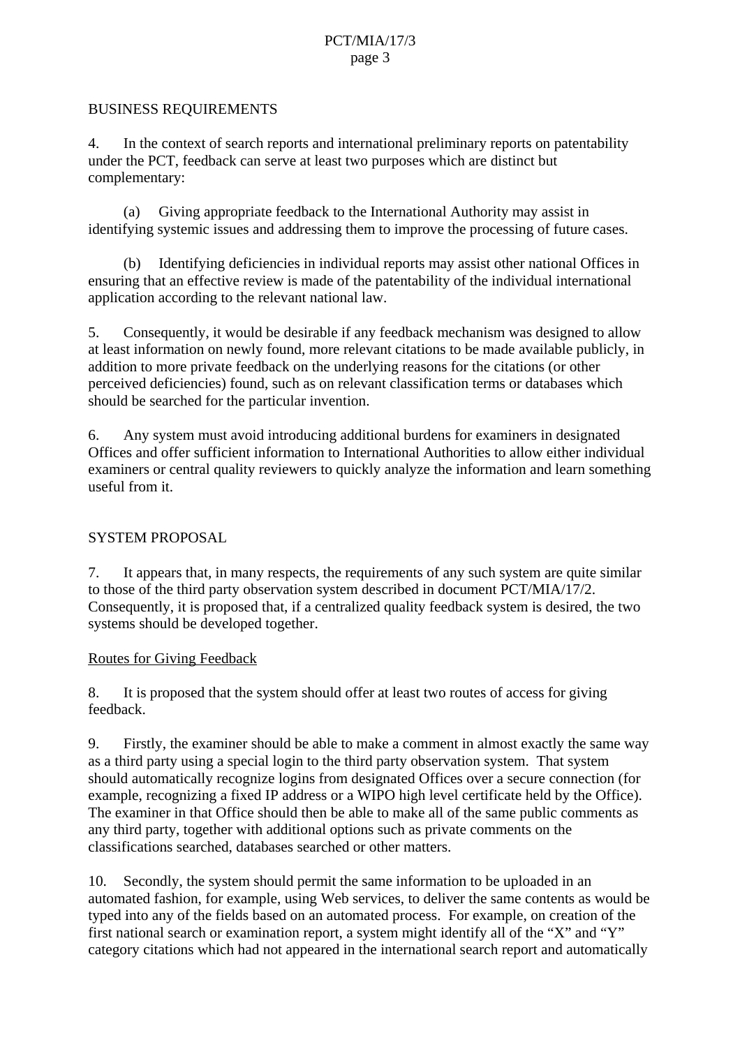## BUSINESS REQUIREMENTS

4. In the context of search reports and international preliminary reports on patentability under the PCT, feedback can serve at least two purposes which are distinct but complementary:

(a) Giving appropriate feedback to the International Authority may assist in identifying systemic issues and addressing them to improve the processing of future cases.

(b) Identifying deficiencies in individual reports may assist other national Offices in ensuring that an effective review is made of the patentability of the individual international application according to the relevant national law.

5. Consequently, it would be desirable if any feedback mechanism was designed to allow at least information on newly found, more relevant citations to be made available publicly, in addition to more private feedback on the underlying reasons for the citations (or other perceived deficiencies) found, such as on relevant classification terms or databases which should be searched for the particular invention.

6. Any system must avoid introducing additional burdens for examiners in designated Offices and offer sufficient information to International Authorities to allow either individual examiners or central quality reviewers to quickly analyze the information and learn something useful from it.

## SYSTEM PROPOSAL

7. It appears that, in many respects, the requirements of any such system are quite similar to those of the third party observation system described in document PCT/MIA/17/2. Consequently, it is proposed that, if a centralized quality feedback system is desired, the two systems should be developed together.

### Routes for Giving Feedback

8. It is proposed that the system should offer at least two routes of access for giving feedback.

9. Firstly, the examiner should be able to make a comment in almost exactly the same way as a third party using a special login to the third party observation system. That system should automatically recognize logins from designated Offices over a secure connection (for example, recognizing a fixed IP address or a WIPO high level certificate held by the Office). The examiner in that Office should then be able to make all of the same public comments as any third party, together with additional options such as private comments on the classifications searched, databases searched or other matters.

10. Secondly, the system should permit the same information to be uploaded in an automated fashion, for example, using Web services, to deliver the same contents as would be typed into any of the fields based on an automated process. For example, on creation of the first national search or examination report, a system might identify all of the "X" and "Y" category citations which had not appeared in the international search report and automatically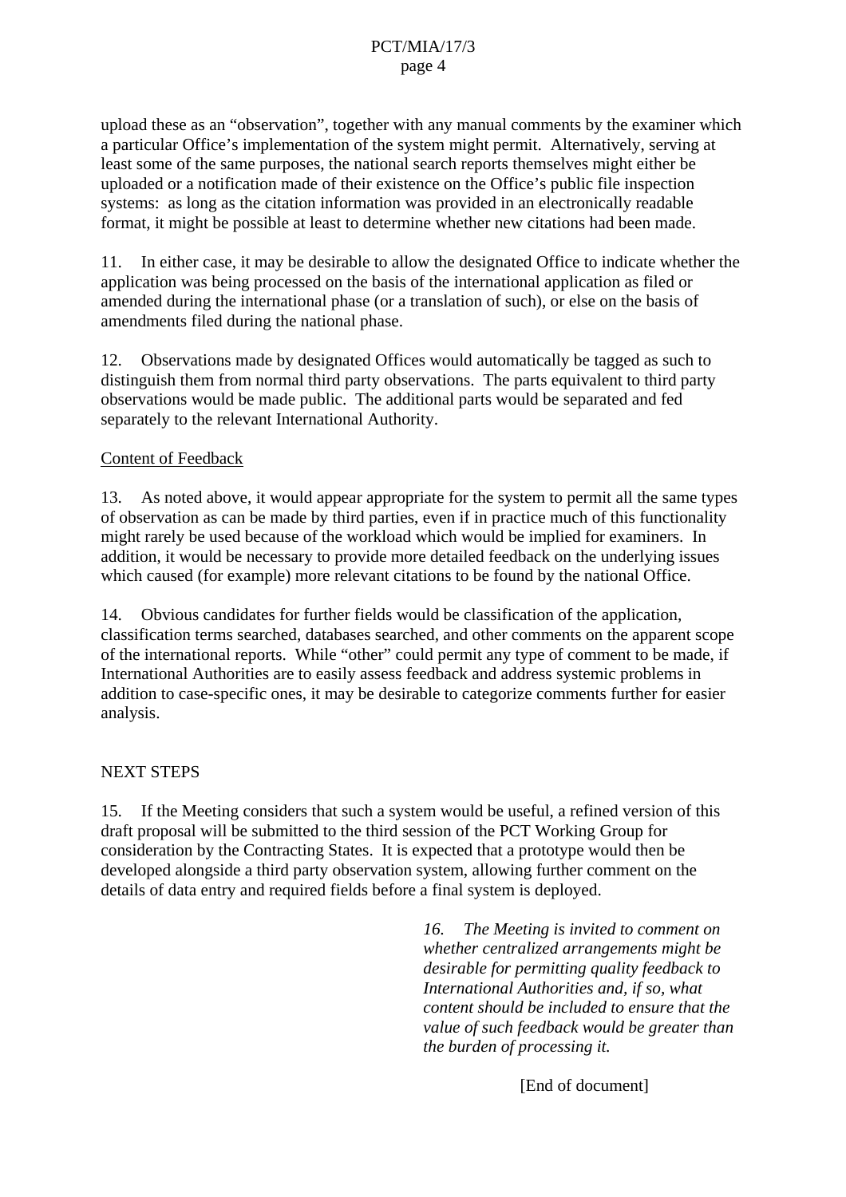upload these as an "observation", together with any manual comments by the examiner which a particular Office's implementation of the system might permit. Alternatively, serving at least some of the same purposes, the national search reports themselves might either be uploaded or a notification made of their existence on the Office's public file inspection systems: as long as the citation information was provided in an electronically readable format, it might be possible at least to determine whether new citations had been made.

11. In either case, it may be desirable to allow the designated Office to indicate whether the application was being processed on the basis of the international application as filed or amended during the international phase (or a translation of such), or else on the basis of amendments filed during the national phase.

12. Observations made by designated Offices would automatically be tagged as such to distinguish them from normal third party observations. The parts equivalent to third party observations would be made public. The additional parts would be separated and fed separately to the relevant International Authority.

<u>Content of Feedback</u>

13. As noted above, it would appear appropriate for the system to permit all the same types of observation as can be made by third parties, even if in practice much of this functionality might rarely be used because of the workload which would be implied for examiners. In addition, it would be necessary to provide more detailed feedback on the underlying issues which caused (for example) more relevant citations to be found by the national Office.

14. Obvious candidates for further fields would be classification of the application, classification terms searched, databases searched, and other comments on the apparent scope of the international reports. While "other" could permit any type of comment to be made, if International Authorities are to easily assess feedback and address systemic problems in addition to case-specific ones, it may be desirable to categorize comments further for easier analysis.

## NEXT STEPS

15. If the Meeting considers that such a system would be useful, a refined version of this draft proposal will be submitted to the third session of the PCT Working Group for consideration by the Contracting States. It is expected that a prototype would then be developed alongside a third party observation system, allowing further comment on the details of data entry and required fields before a final system is deployed.

*16. The Meeting is invited to comment on whether centralized arrangements might be desirable for permitting quality feedback to International Authorities and, if so, what content should be included to ensure that the value of such feedback would be greater than the burden of processing it.*

[End of document]